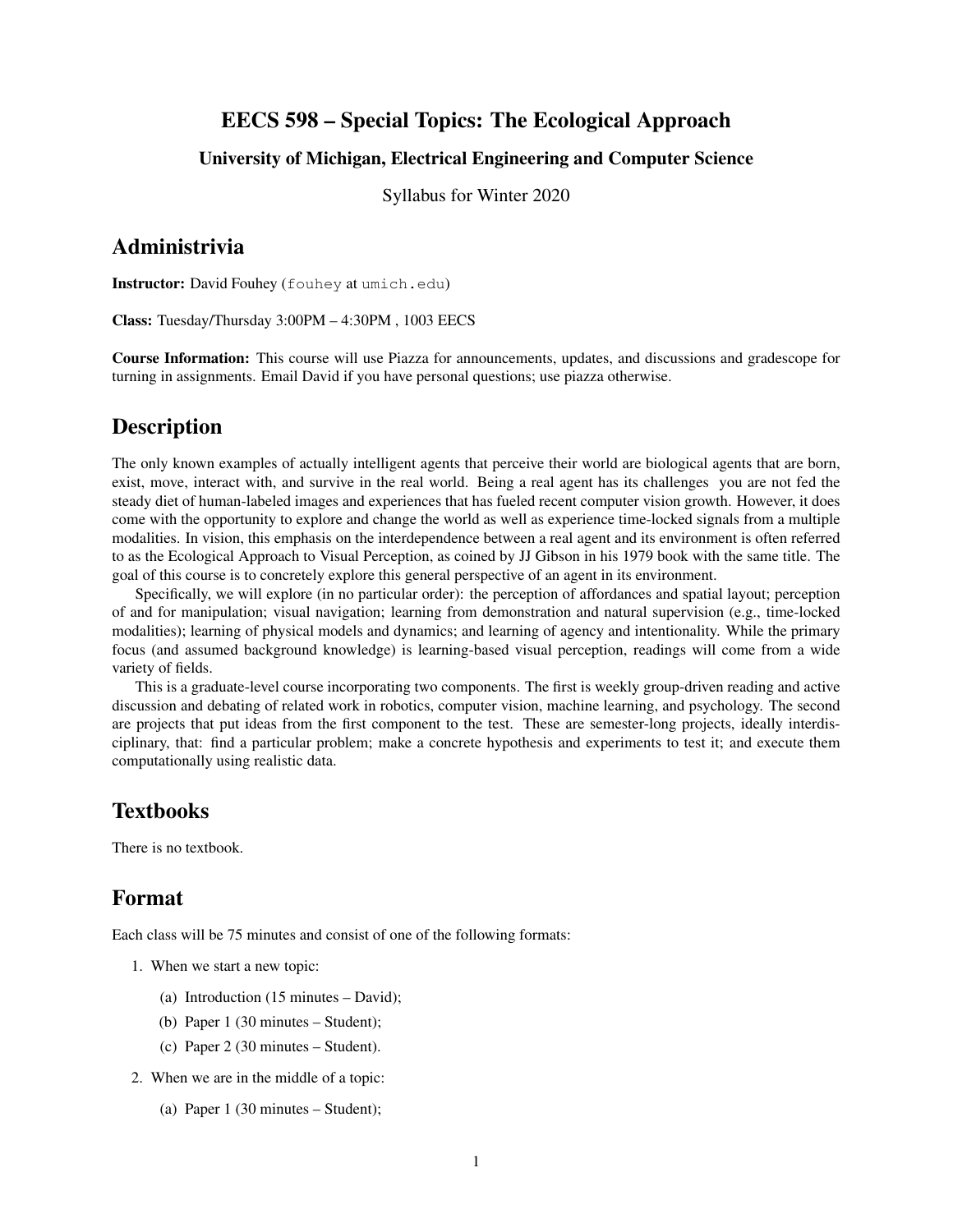# EECS 598 – Special Topics: The Ecological Approach

### University of Michigan, Electrical Engineering and Computer Science

Syllabus for Winter 2020

## Administrivia

**Instructor:** David Fouhey (fouhey at umich.edu)

**Class:** Tuesday/Thursday 3:00PM – 4:30PM , 1003 EECS

**Course Information:** This course will use Piazza for announcements, updates, and discussions and gradescope for turning in assignments. Email David if you have personal questions; use piazza otherwise.

## Description

The only known examples of actually intelligent agents that perceive their world are biological agents that are born, exist, move, interact with, and survive in the real world. Being a real agent has its challenges you are not fed the steady diet of human-labeled images and experiences that has fueled recent computer vision growth. However, it does come with the opportunity to explore and change the world as well as experience time-locked signals from a multiple modalities. In vision, this emphasis on the interdependence between a real agent and its environment is often referred to as the Ecological Approach to Visual Perception, as coined by JJ Gibson in his 1979 book with the same title. The goal of this course is to concretely explore this general perspective of an agent in its environment.

Specifically, we will explore (in no particular order): the perception of affordances and spatial layout; perception of and for manipulation; visual navigation; learning from demonstration and natural supervision (e.g., time-locked modalities); learning of physical models and dynamics; and learning of agency and intentionality. While the primary focus (and assumed background knowledge) is learning-based visual perception, readings will come from a wide variety of fields.

This is a graduate-level course incorporating two components. The first is weekly group-driven reading and active discussion and debating of related work in robotics, computer vision, machine learning, and psychology. The second are projects that put ideas from the first component to the test. These are semester-long projects, ideally interdisciplinary, that: find a particular problem; make a concrete hypothesis and experiments to test it; and execute them computationally using realistic data.

## Textbooks

There is no textbook.

## Format

Each class will be 75 minutes and consist of one of the following formats:

1. When we start a new topic:
   (a) Introduction (15 minutes – David);
   (b) Paper 1 (30 minutes – Student);
   (c) Paper 2 (30 minutes – Student).
2. When we are in the middle of a topic:
   (a) Paper 1 (30 minutes – Student);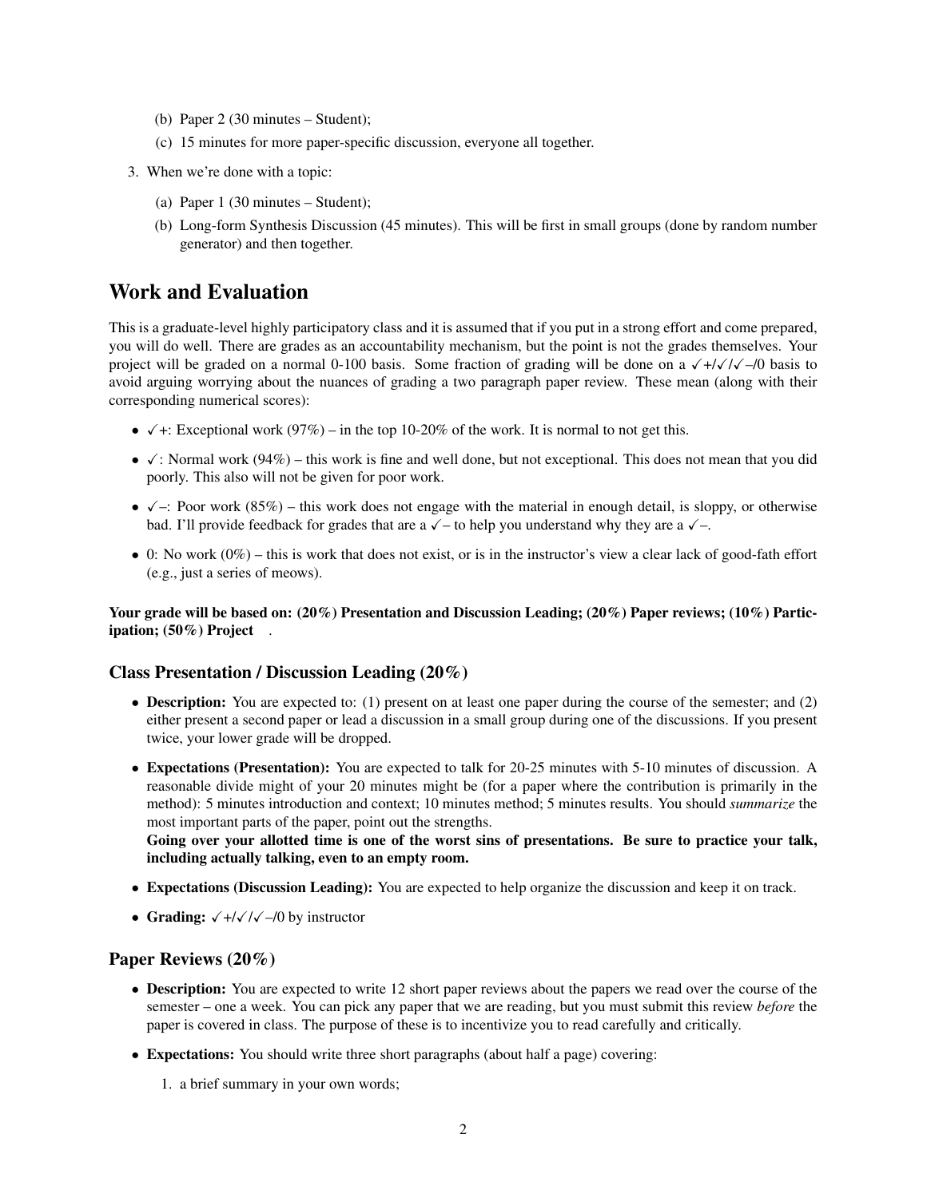(b) Paper 2 (30 minutes – Student);
   (c) 15 minutes for more paper-specific discussion, everyone all together.

3. When we're done with a topic:
   (a) Paper 1 (30 minutes – Student);
   (b) Long-form Synthesis Discussion (45 minutes). This will be first in small groups (done by random number generator) and then together.

## Work and Evaluation

This is a graduate-level highly participatory class and it is assumed that if you put in a strong effort and come prepared, you will do well. There are grades as an accountability mechanism, but the point is not the grades themselves. Your project will be graded on a normal 0-100 basis. Some fraction of grading will be done on a ✓+/✓/✓–/0 basis to avoid arguing worrying about the nuances of grading a two paragraph paper review. These mean (along with their corresponding numerical scores):

- ✓+: Exceptional work (97%) – in the top 10-20% of the work. It is normal to not get this.
- ✓: Normal work (94%) – this work is fine and well done, but not exceptional. This does not mean that you did poorly. This also will not be given for poor work.
- ✓–: Poor work (85%) – this work does not engage with the material in enough detail, is sloppy, or otherwise bad. I'll provide feedback for grades that are a ✓– to help you understand why they are a ✓–.
- 0: No work (0%) – this is work that does not exist, or is in the instructor's view a clear lack of good-fath effort (e.g., just a series of meows).

**Your grade will be based on: (20%) Presentation and Discussion Leading; (20%) Paper reviews; (10%) Participation; (50%) Project** .

### Class Presentation / Discussion Leading (20%)

- **Description:** You are expected to: (1) present on at least one paper during the course of the semester; and (2) either present a second paper or lead a discussion in a small group during one of the discussions. If you present twice, your lower grade will be dropped.
- **Expectations (Presentation):** You are expected to talk for 20-25 minutes with 5-10 minutes of discussion. A reasonable divide might of your 20 minutes might be (for a paper where the contribution is primarily in the method): 5 minutes introduction and context; 10 minutes method; 5 minutes results. You should *summarize* the most important parts of the paper, point out the strengths.
  **Going over your allotted time is one of the worst sins of presentations. Be sure to practice your talk, including actually talking, even to an empty room.**
- **Expectations (Discussion Leading):** You are expected to help organize the discussion and keep it on track.
- **Grading:** ✓+/✓/✓–/0 by instructor

### Paper Reviews (20%)

- **Description:** You are expected to write 12 short paper reviews about the papers we read over the course of the semester – one a week. You can pick any paper that we are reading, but you must submit this review *before* the paper is covered in class. The purpose of these is to incentivize you to read carefully and critically.
- **Expectations:** You should write three short paragraphs (about half a page) covering:
  1. a brief summary in your own words;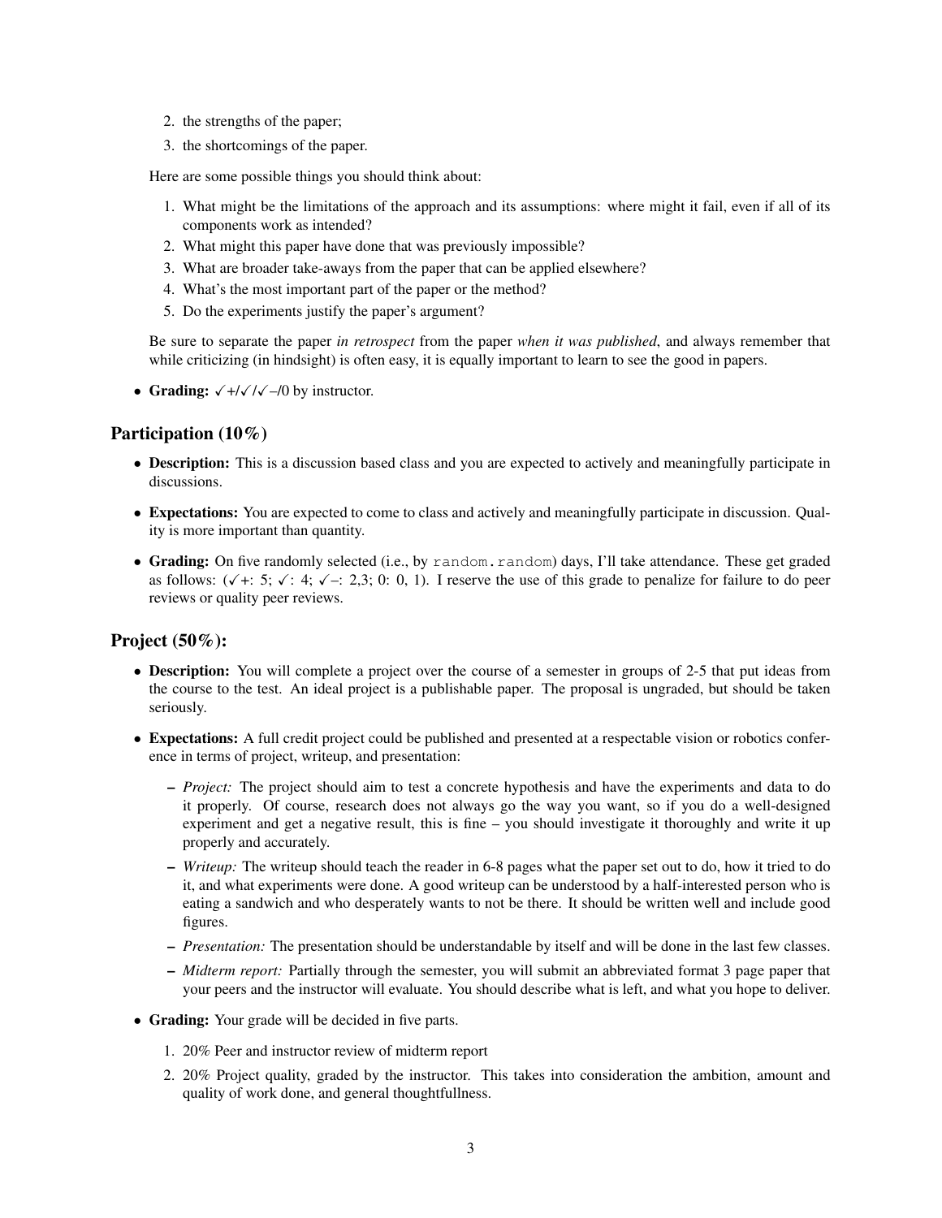2. the strengths of the paper;
3. the shortcomings of the paper.

Here are some possible things you should think about:

1. What might be the limitations of the approach and its assumptions: where might it fail, even if all of its components work as intended?
2. What might this paper have done that was previously impossible?
3. What are broader take-aways from the paper that can be applied elsewhere?
4. What's the most important part of the paper or the method?
5. Do the experiments justify the paper's argument?

Be sure to separate the paper *in retrospect* from the paper *when it was published*, and always remember that while criticizing (in hindsight) is often easy, it is equally important to learn to see the good in papers.

- **Grading:** ✓+/✓/✓–/0 by instructor.

## Participation (10%)

- **Description:** This is a discussion based class and you are expected to actively and meaningfully participate in discussions.
- **Expectations:** You are expected to come to class and actively and meaningfully participate in discussion. Quality is more important than quantity.
- **Grading:** On five randomly selected (i.e., by `random.random`) days, I'll take attendance. These get graded as follows: (✓+: 5; ✓: 4; ✓–: 2,3; 0: 0, 1). I reserve the use of this grade to penalize for failure to do peer reviews or quality peer reviews.

## Project (50%):

- **Description:** You will complete a project over the course of a semester in groups of 2-5 that put ideas from the course to the test. An ideal project is a publishable paper. The proposal is ungraded, but should be taken seriously.
- **Expectations:** A full credit project could be published and presented at a respectable vision or robotics conference in terms of project, writeup, and presentation:
  - *Project:* The project should aim to test a concrete hypothesis and have the experiments and data to do it properly. Of course, research does not always go the way you want, so if you do a well-designed experiment and get a negative result, this is fine – you should investigate it thoroughly and write it up properly and accurately.
  - *Writeup:* The writeup should teach the reader in 6-8 pages what the paper set out to do, how it tried to do it, and what experiments were done. A good writeup can be understood by a half-interested person who is eating a sandwich and who desperately wants to not be there. It should be written well and include good figures.
  - *Presentation:* The presentation should be understandable by itself and will be done in the last few classes.
  - *Midterm report:* Partially through the semester, you will submit an abbreviated format 3 page paper that your peers and the instructor will evaluate. You should describe what is left, and what you hope to deliver.
- **Grading:** Your grade will be decided in five parts.
  1. 20% Peer and instructor review of midterm report
  2. 20% Project quality, graded by the instructor. This takes into consideration the ambition, amount and quality of work done, and general thoughtfullness.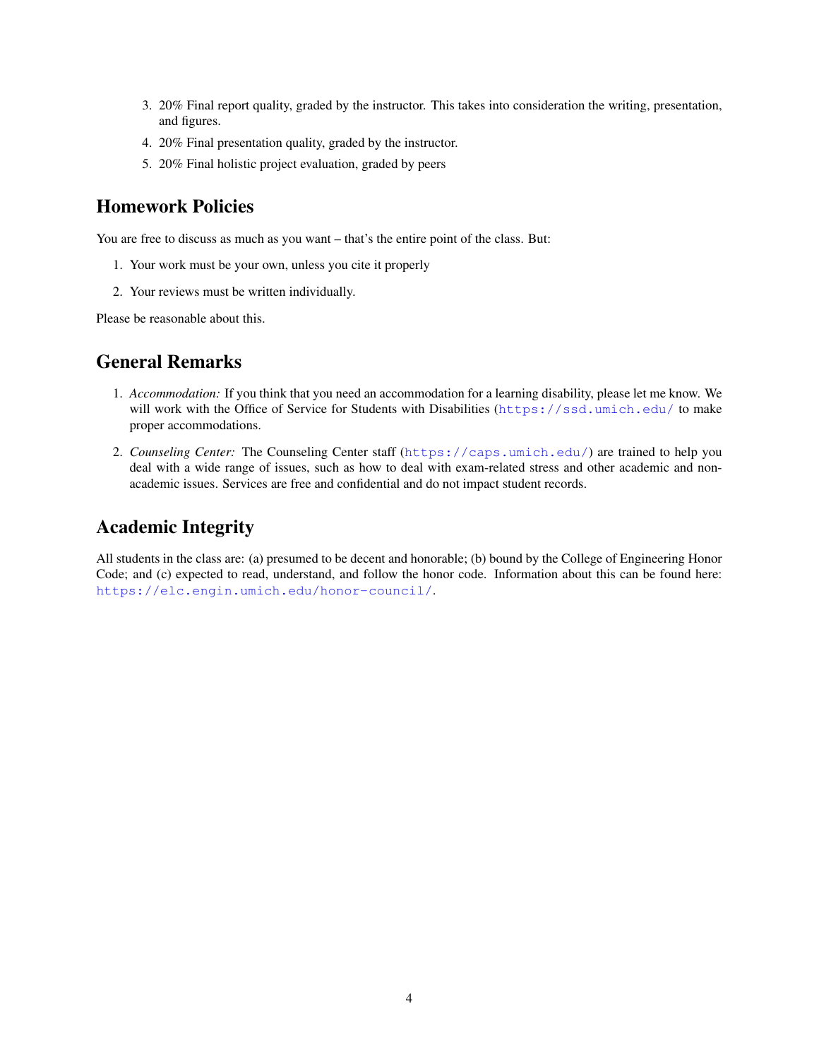3. 20% Final report quality, graded by the instructor. This takes into consideration the writing, presentation, and figures.
4. 20% Final presentation quality, graded by the instructor.
5. 20% Final holistic project evaluation, graded by peers

## Homework Policies

You are free to discuss as much as you want – that's the entire point of the class. But:

1. Your work must be your own, unless you cite it properly
2. Your reviews must be written individually.

Please be reasonable about this.

## General Remarks

1. *Accommodation:* If you think that you need an accommodation for a learning disability, please let me know. We will work with the Office of Service for Students with Disabilities (https://ssd.umich.edu/ to make proper accommodations.
2. *Counseling Center:* The Counseling Center staff (https://caps.umich.edu/) are trained to help you deal with a wide range of issues, such as how to deal with exam-related stress and other academic and non-academic issues. Services are free and confidential and do not impact student records.

## Academic Integrity

All students in the class are: (a) presumed to be decent and honorable; (b) bound by the College of Engineering Honor Code; and (c) expected to read, understand, and follow the honor code. Information about this can be found here: https://elc.engin.umich.edu/honor-council/.